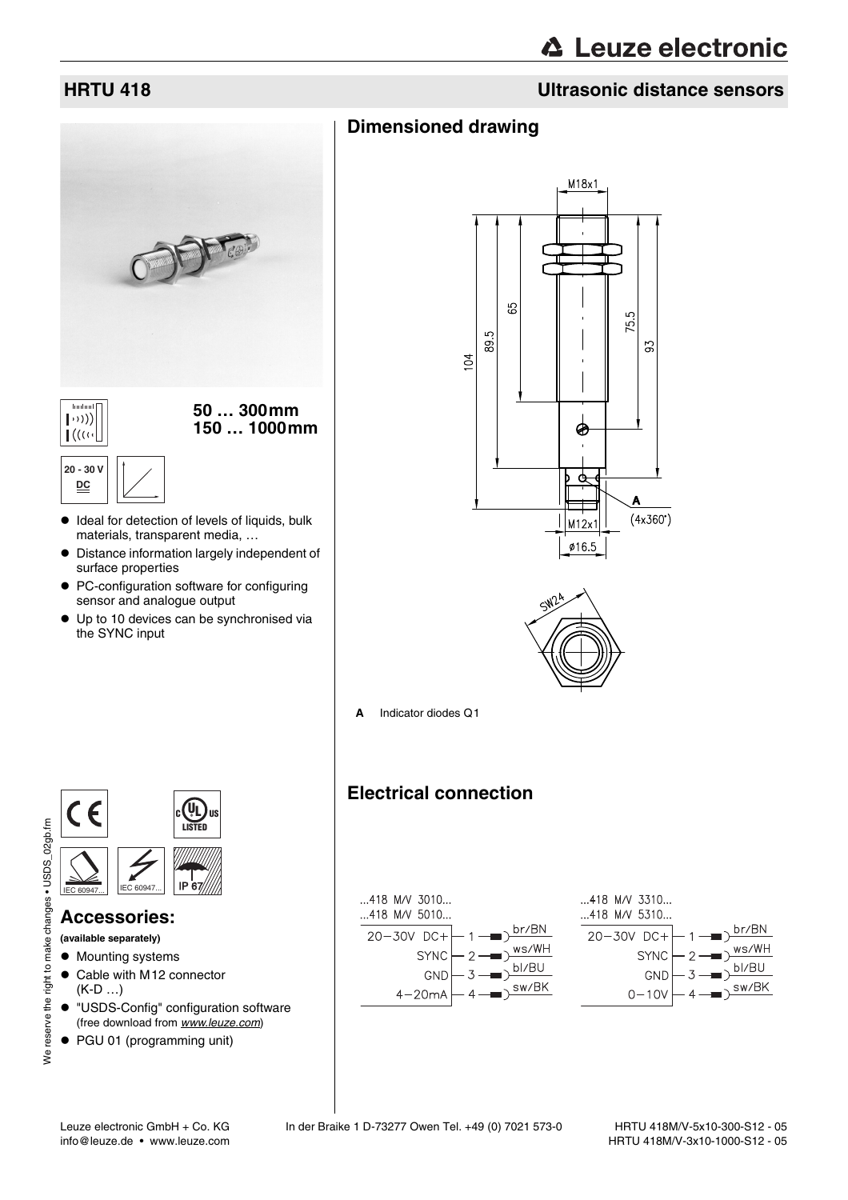## HRTU 418 — Ultrasonic distance sensors

**50 … 300mm**
**150 … 1000mm**

20 - 30 V DC

- Ideal for detection of levels of liquids, bulk materials, transparent media, …
- Distance information largely independent of surface properties
- PC-configuration software for configuring sensor and analogue output
- Up to 10 devices can be synchronised via the SYNC input

IEC 60947... IEC 60947... IP 67

## Accessories:

**(available separately)**

- Mounting systems
- Cable with M12 connector (K-D …)
- "USDS-Config" configuration software (free download from *www.leuze.com*)
- PGU 01 (programming unit)

## Dimensioned drawing

M18x1, 104, 89.5, 65, 75.5, 93, M12x1, ø16.5, (4x360°), SW24

**A** Indicator diodes Q1

## Electrical connection

...418 M/V 3010...
...418 M/V 5010...

| | Pin | Wire |
|---|---|---|
| 20−30V DC+ | 1 | br/BN |
| SYNC | 2 | ws/WH |
| GND | 3 | bl/BU |
| 4−20mA | 4 | sw/BK |

...418 M/V 3310...
...418 M/V 5310...

| | Pin | Wire |
|---|---|---|
| 20−30V DC+ | 1 | br/BN |
| SYNC | 2 | ws/WH |
| GND | 3 | bl/BU |
| 0−10V | 4 | sw/BK |

Leuze electronic GmbH + Co. KG
info@leuze.de • www.leuze.com
In der Braike 1 D-73277 Owen Tel. +49 (0) 7021 573-0
HRTU 418M/V-5x10-300-S12 - 05
HRTU 418M/V-3x10-1000-S12 - 05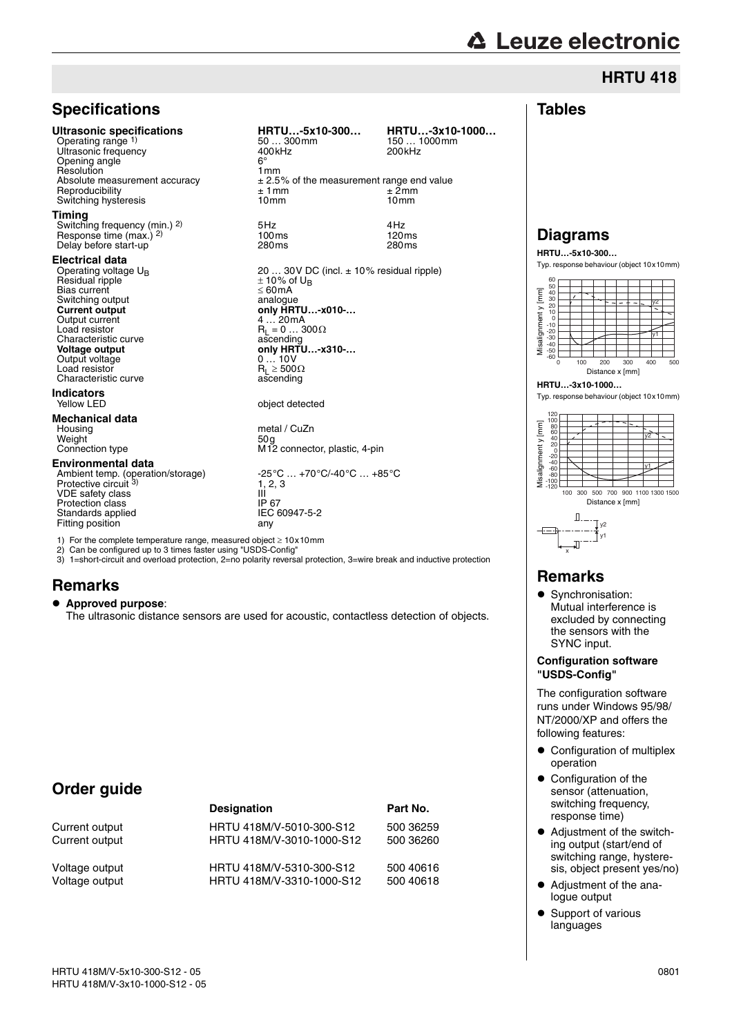# HRTU 418

## Specifications

| | HRTU…-5x10-300… | HRTU…-3x10-1000… |
|---|---|---|
| **Ultrasonic specifications** | | |
| Operating range [1] | 50 … 300mm | 150 … 1000mm |
| Ultrasonic frequency | 400kHz | 200kHz |
| Opening angle | 6° | |
| Resolution | 1mm | |
| Absolute measurement accuracy | ± 2.5% of the measurement range end value | |
| Reproducibility | ± 1mm | ± 2mm |
| Switching hysteresis | 10mm | 10mm |
| **Timing** | | |
| Switching frequency (min.) [2] | 5Hz | 4Hz |
| Response time (max.) [2] | 100ms | 120ms |
| Delay before start-up | 280ms | 280ms |
| **Electrical data** | | |
| Operating voltage $U_B$ | 20 … 30V DC (incl. ± 10% residual ripple) | |
| Residual ripple | ± 10% of $U_B$ | |
| Bias current | ≤ 60mA | |
| Switching output | analogue | |
| **Current output** | **only HRTU…-x010-…** | |
| Output current | 4 … 20mA | |
| Load resistor | $R_L$ = 0 … 300Ω | |
| Characteristic curve | ascending | |
| **Voltage output** | **only HRTU…-x310-…** | |
| Output voltage | 0 … 10V | |
| Load resistor | $R_L$ ≥ 500Ω | |
| Characteristic curve | ascending | |
| **Indicators** | | |
| Yellow LED | object detected | |
| **Mechanical data** | | |
| Housing | metal / CuZn | |
| Weight | 50g | |
| Connection type | M12 connector, plastic, 4-pin | |
| **Environmental data** | | |
| Ambient temp. (operation/storage) | -25°C … +70°C/-40°C … +85°C | |
| Protective circuit [3] | 1, 2, 3 | |
| VDE safety class | III | |
| Protection class | IP 67 | |
| Standards applied | IEC 60947-5-2 | |
| Fitting position | any | |

1) For the complete temperature range, measured object ≥ 10x10mm
2) Can be configured up to 3 times faster using "USDS-Config"
3) 1=short-circuit and overload protection, 2=no polarity reversal protection, 3=wire break and inductive protection

## Remarks

- **Approved purpose**:
  The ultrasonic distance sensors are used for acoustic, contactless detection of objects.

## Order guide

| | Designation | Part No. |
|---|---|---|
| Current output | HRTU 418M/V-5010-300-S12 | 500 36259 |
| Current output | HRTU 418M/V-3010-1000-S12 | 500 36260 |
| Voltage output | HRTU 418M/V-5310-300-S12 | 500 40616 |
| Voltage output | HRTU 418M/V-3310-1000-S12 | 500 40618 |

## Tables

## Diagrams

**HRTU…-5x10-300…**

Typ. response behaviour (object 10x10mm)

Misalignment y [mm]
60 50 40 30 20 10 0 -10 -20 -30 -40 -50 -60
y2
y1
0 100 200 300 400 500
Distance x [mm]

**HRTU…-3x10-1000…**

Typ. response behaviour (object 10x10mm)

Misalignment y [mm]
120 100 80 60 40 20 0 -20 -40 -60 -80 -100 -120
y2
y1
100 300 500 700 900 1100 1300 1500
Distance x [mm]

y2
y1
x

## Remarks

- Synchronisation:
  Mutual interference is excluded by connecting the sensors with the SYNC input.

**Configuration software "USDS-Config"**

The configuration software runs under Windows 95/98/NT/2000/XP and offers the following features:

- Configuration of multiplex operation
- Configuration of the sensor (attenuation, switching frequency, response time)
- Adjustment of the switching output (start/end of switching range, hysteresis, object present yes/no)
- Adjustment of the analogue output
- Support of various languages

HRTU 418M/V-5x10-300-S12 - 05
HRTU 418M/V-3x10-1000-S12 - 05